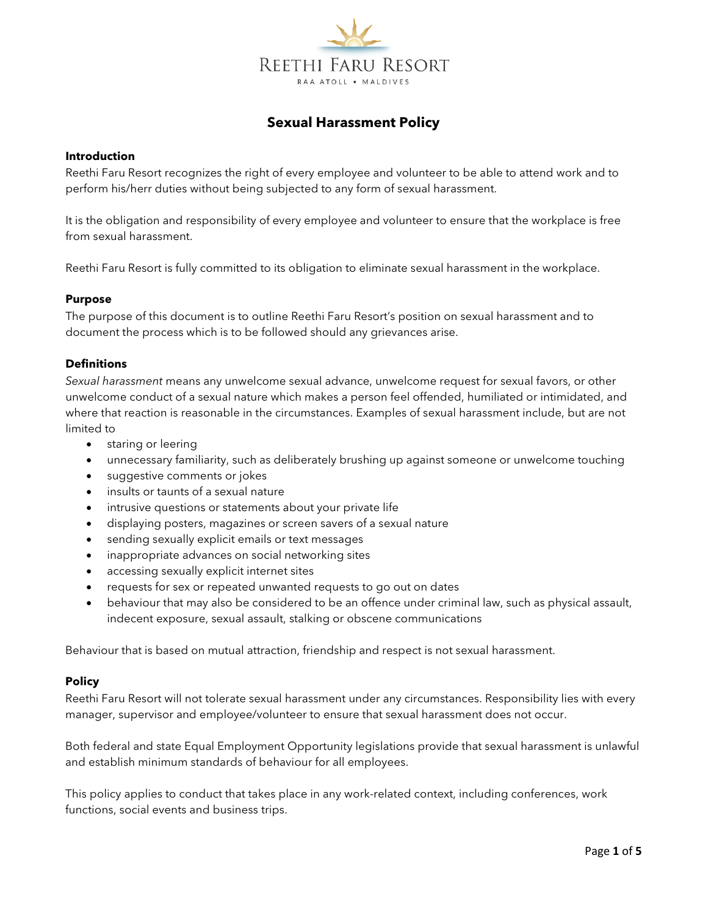REETHI FARU RESORT

RAA ATOLL • MALDIVES

# Sexual Harassment Policy

## Introduction

Reethi Faru Resort recognizes the right of every employee and volunteer to be able to attend work and to perform his/herr duties without being subjected to any form of sexual harassment.

It is the obligation and responsibility of every employee and volunteer to ensure that the workplace is free from sexual harassment.

Reethi Faru Resort is fully committed to its obligation to eliminate sexual harassment in the workplace.

## Purpose

The purpose of this document is to outline Reethi Faru Resort's position on sexual harassment and to document the process which is to be followed should any grievances arise.

## Definitions

*Sexual harassment* means any unwelcome sexual advance, unwelcome request for sexual favors, or other unwelcome conduct of a sexual nature which makes a person feel offended, humiliated or intimidated, and where that reaction is reasonable in the circumstances. Examples of sexual harassment include, but are not limited to

- staring or leering
- unnecessary familiarity, such as deliberately brushing up against someone or unwelcome touching
- suggestive comments or jokes
- insults or taunts of a sexual nature
- intrusive questions or statements about your private life
- displaying posters, magazines or screen savers of a sexual nature
- sending sexually explicit emails or text messages
- inappropriate advances on social networking sites
- accessing sexually explicit internet sites
- requests for sex or repeated unwanted requests to go out on dates
- behaviour that may also be considered to be an offence under criminal law, such as physical assault, indecent exposure, sexual assault, stalking or obscene communications

Behaviour that is based on mutual attraction, friendship and respect is not sexual harassment.

## Policy

Reethi Faru Resort will not tolerate sexual harassment under any circumstances. Responsibility lies with every manager, supervisor and employee/volunteer to ensure that sexual harassment does not occur.

Both federal and state Equal Employment Opportunity legislations provide that sexual harassment is unlawful and establish minimum standards of behaviour for all employees.

This policy applies to conduct that takes place in any work-related context, including conferences, work functions, social events and business trips.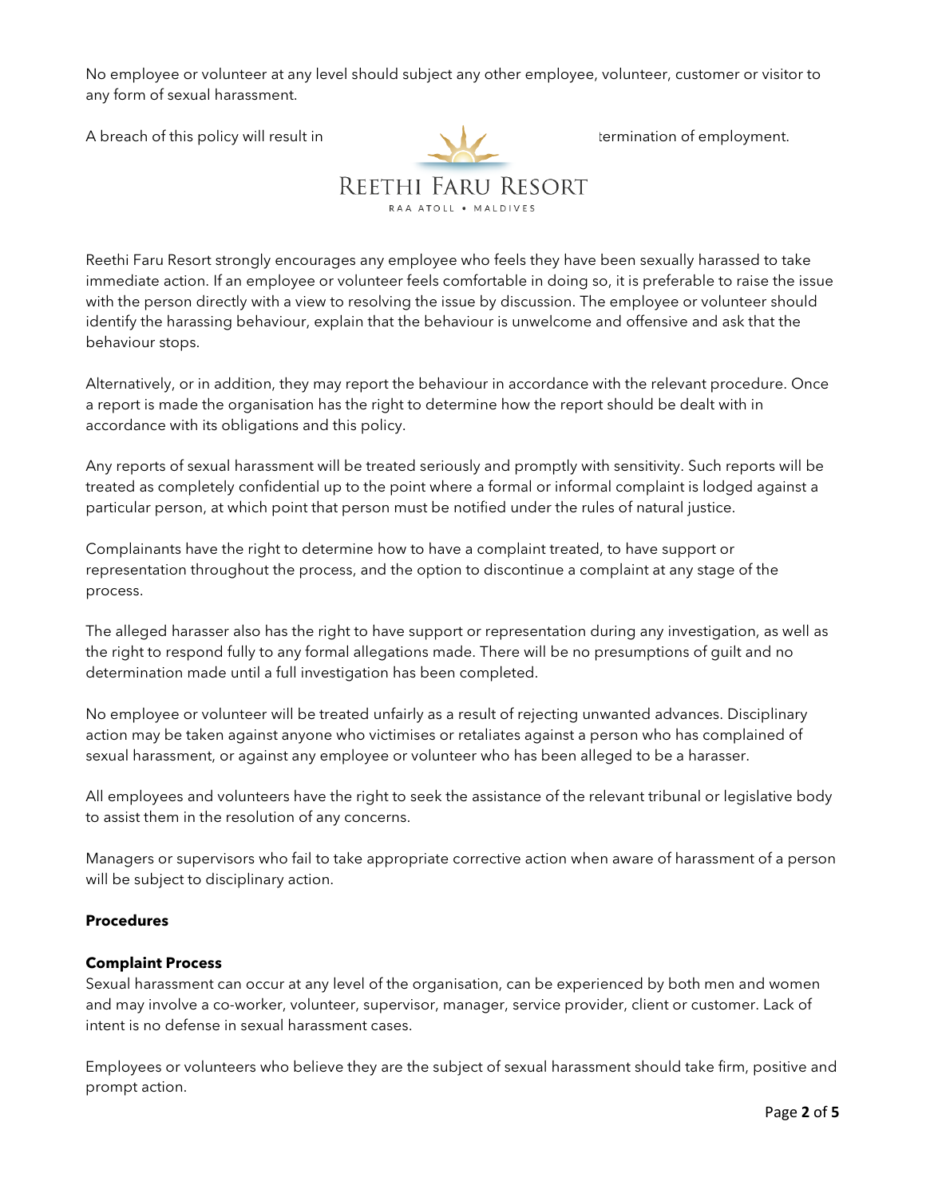No employee or volunteer at any level should subject any other employee, volunteer, customer or visitor to any form of sexual harassment.

A breach of this policy will result in termination of employment.

Reethi Faru Resort strongly encourages any employee who feels they have been sexually harassed to take immediate action. If an employee or volunteer feels comfortable in doing so, it is preferable to raise the issue with the person directly with a view to resolving the issue by discussion. The employee or volunteer should identify the harassing behaviour, explain that the behaviour is unwelcome and offensive and ask that the behaviour stops.

Alternatively, or in addition, they may report the behaviour in accordance with the relevant procedure. Once a report is made the organisation has the right to determine how the report should be dealt with in accordance with its obligations and this policy.

Any reports of sexual harassment will be treated seriously and promptly with sensitivity. Such reports will be treated as completely confidential up to the point where a formal or informal complaint is lodged against a particular person, at which point that person must be notified under the rules of natural justice.

Complainants have the right to determine how to have a complaint treated, to have support or representation throughout the process, and the option to discontinue a complaint at any stage of the process.

The alleged harasser also has the right to have support or representation during any investigation, as well as the right to respond fully to any formal allegations made. There will be no presumptions of guilt and no determination made until a full investigation has been completed.

No employee or volunteer will be treated unfairly as a result of rejecting unwanted advances. Disciplinary action may be taken against anyone who victimises or retaliates against a person who has complained of sexual harassment, or against any employee or volunteer who has been alleged to be a harasser.

All employees and volunteers have the right to seek the assistance of the relevant tribunal or legislative body to assist them in the resolution of any concerns.

Managers or supervisors who fail to take appropriate corrective action when aware of harassment of a person will be subject to disciplinary action.

**Procedures**

**Complaint Process**

Sexual harassment can occur at any level of the organisation, can be experienced by both men and women and may involve a co-worker, volunteer, supervisor, manager, service provider, client or customer. Lack of intent is no defense in sexual harassment cases.

Employees or volunteers who believe they are the subject of sexual harassment should take firm, positive and prompt action.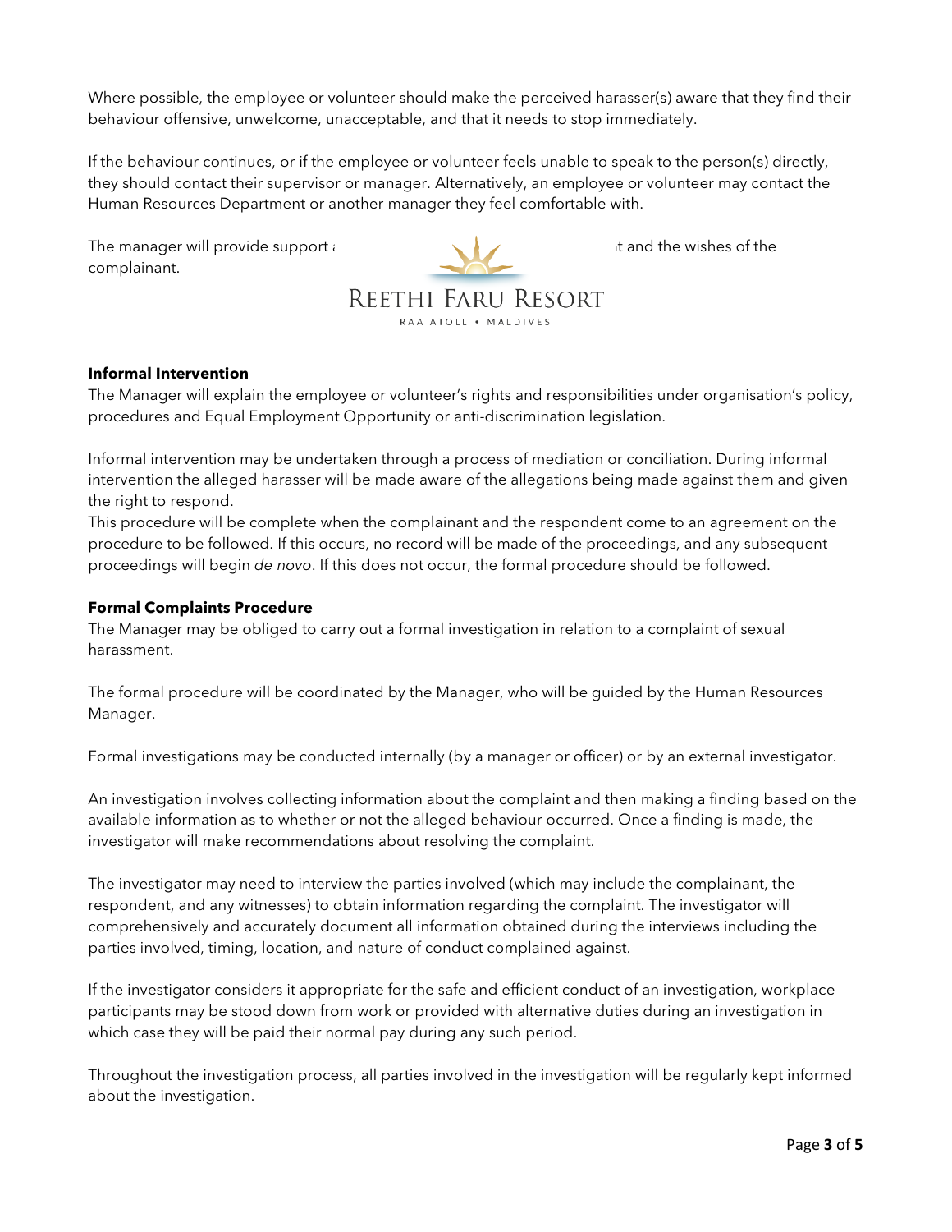Where possible, the employee or volunteer should make the perceived harasser(s) aware that they find their behaviour offensive, unwelcome, unacceptable, and that it needs to stop immediately.

If the behaviour continues, or if the employee or volunteer feels unable to speak to the person(s) directly, they should contact their supervisor or manager. Alternatively, an employee or volunteer may contact the Human Resources Department or another manager they feel comfortable with.

The manager will provide support a t and the wishes of the complainant.

**Informal Intervention**
The Manager will explain the employee or volunteer's rights and responsibilities under organisation's policy, procedures and Equal Employment Opportunity or anti-discrimination legislation.

Informal intervention may be undertaken through a process of mediation or conciliation. During informal intervention the alleged harasser will be made aware of the allegations being made against them and given the right to respond.
This procedure will be complete when the complainant and the respondent come to an agreement on the procedure to be followed. If this occurs, no record will be made of the proceedings, and any subsequent proceedings will begin *de novo*. If this does not occur, the formal procedure should be followed.

**Formal Complaints Procedure**
The Manager may be obliged to carry out a formal investigation in relation to a complaint of sexual harassment.

The formal procedure will be coordinated by the Manager, who will be guided by the Human Resources Manager.

Formal investigations may be conducted internally (by a manager or officer) or by an external investigator.

An investigation involves collecting information about the complaint and then making a finding based on the available information as to whether or not the alleged behaviour occurred. Once a finding is made, the investigator will make recommendations about resolving the complaint.

The investigator may need to interview the parties involved (which may include the complainant, the respondent, and any witnesses) to obtain information regarding the complaint. The investigator will comprehensively and accurately document all information obtained during the interviews including the parties involved, timing, location, and nature of conduct complained against.

If the investigator considers it appropriate for the safe and efficient conduct of an investigation, workplace participants may be stood down from work or provided with alternative duties during an investigation in which case they will be paid their normal pay during any such period.

Throughout the investigation process, all parties involved in the investigation will be regularly kept informed about the investigation.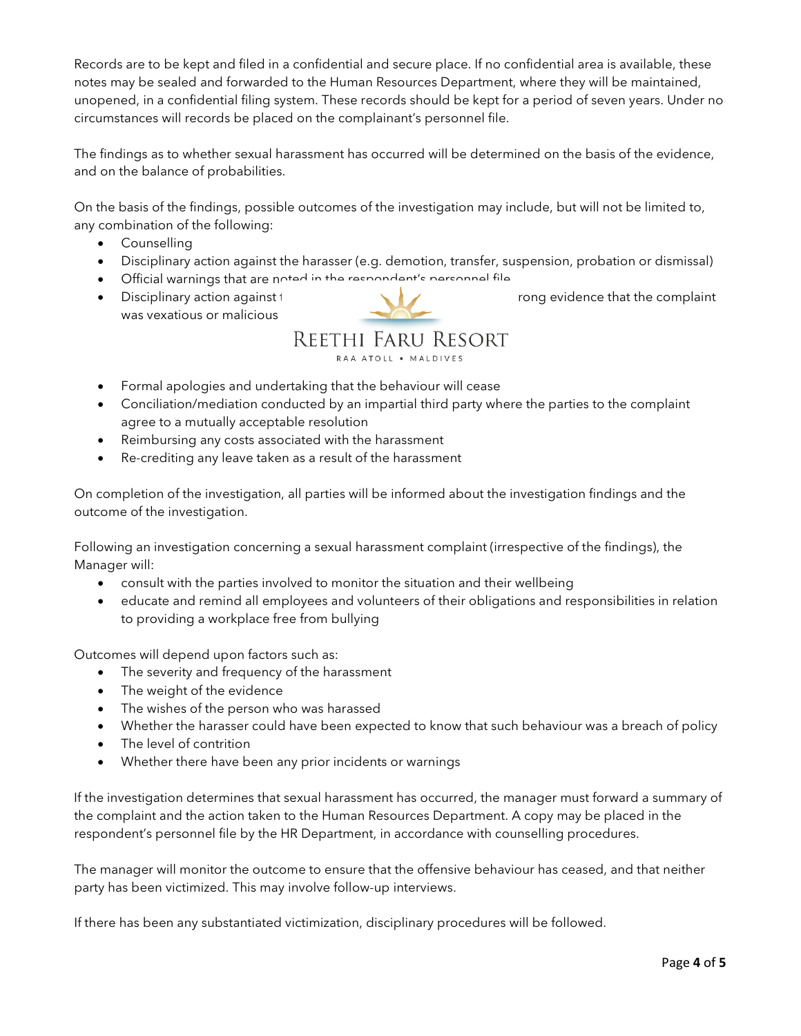Records are to be kept and filed in a confidential and secure place. If no confidential area is available, these notes may be sealed and forwarded to the Human Resources Department, where they will be maintained, unopened, in a confidential filing system. These records should be kept for a period of seven years. Under no circumstances will records be placed on the complainant's personnel file.

The findings as to whether sexual harassment has occurred will be determined on the basis of the evidence, and on the balance of probabilities.

On the basis of the findings, possible outcomes of the investigation may include, but will not be limited to, any combination of the following:

- Counselling
- Disciplinary action against the harasser (e.g. demotion, transfer, suspension, probation or dismissal)
- Official warnings that are noted in the respondent's personnel file
- Disciplinary action against t[…]rong evidence that the complaint was vexatious or malicious
- Formal apologies and undertaking that the behaviour will cease
- Conciliation/mediation conducted by an impartial third party where the parties to the complaint agree to a mutually acceptable resolution
- Reimbursing any costs associated with the harassment
- Re-crediting any leave taken as a result of the harassment

On completion of the investigation, all parties will be informed about the investigation findings and the outcome of the investigation.

Following an investigation concerning a sexual harassment complaint (irrespective of the findings), the Manager will:

- consult with the parties involved to monitor the situation and their wellbeing
- educate and remind all employees and volunteers of their obligations and responsibilities in relation to providing a workplace free from bullying

Outcomes will depend upon factors such as:

- The severity and frequency of the harassment
- The weight of the evidence
- The wishes of the person who was harassed
- Whether the harasser could have been expected to know that such behaviour was a breach of policy
- The level of contrition
- Whether there have been any prior incidents or warnings

If the investigation determines that sexual harassment has occurred, the manager must forward a summary of the complaint and the action taken to the Human Resources Department. A copy may be placed in the respondent's personnel file by the HR Department, in accordance with counselling procedures.

The manager will monitor the outcome to ensure that the offensive behaviour has ceased, and that neither party has been victimized. This may involve follow-up interviews.

If there has been any substantiated victimization, disciplinary procedures will be followed.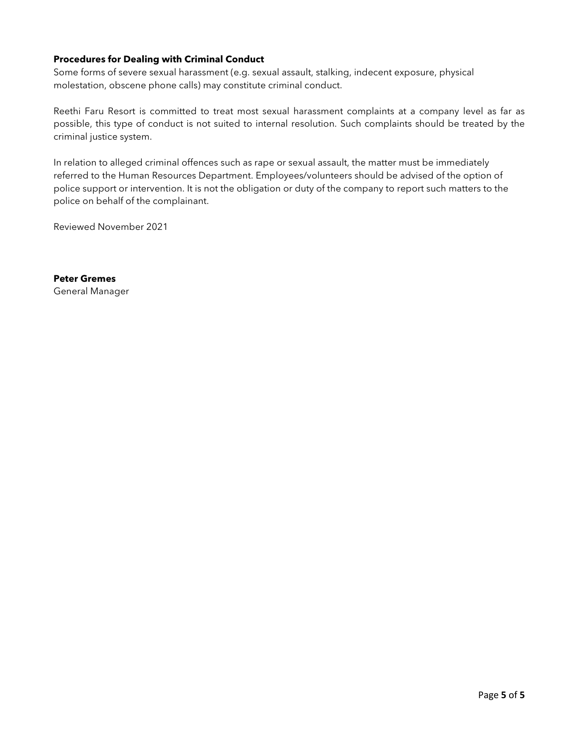**Procedures for Dealing with Criminal Conduct**

Some forms of severe sexual harassment (e.g. sexual assault, stalking, indecent exposure, physical molestation, obscene phone calls) may constitute criminal conduct.

Reethi Faru Resort is committed to treat most sexual harassment complaints at a company level as far as possible, this type of conduct is not suited to internal resolution. Such complaints should be treated by the criminal justice system.

In relation to alleged criminal offences such as rape or sexual assault, the matter must be immediately referred to the Human Resources Department. Employees/volunteers should be advised of the option of police support or intervention. It is not the obligation or duty of the company to report such matters to the police on behalf of the complainant.

Reviewed November 2021

**Peter Gremes**
General Manager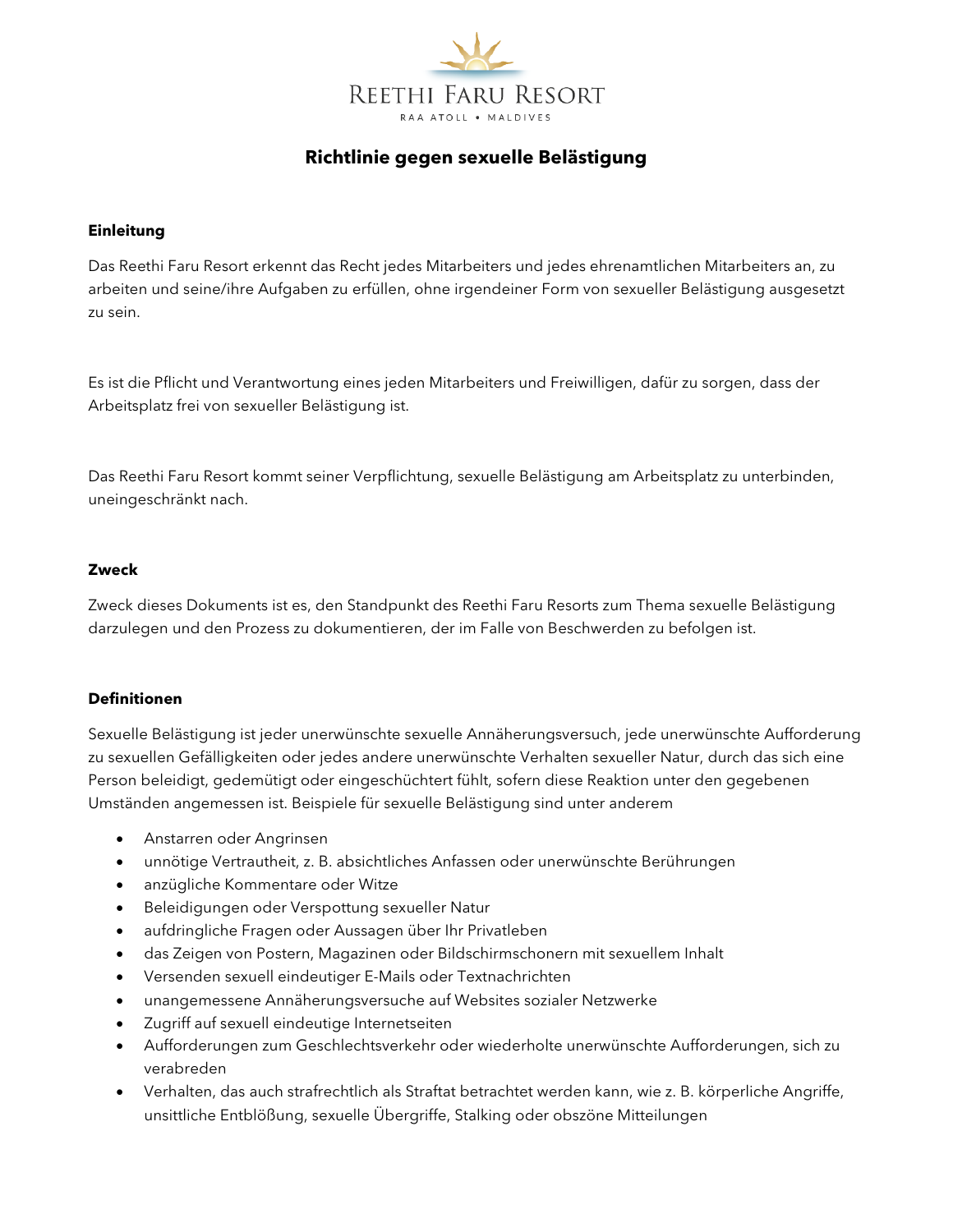Reethi Faru Resort

RAA ATOLL • MALDIVES

# Richtlinie gegen sexuelle Belästigung

**Einleitung**

Das Reethi Faru Resort erkennt das Recht jedes Mitarbeiters und jedes ehrenamtlichen Mitarbeiters an, zu arbeiten und seine/ihre Aufgaben zu erfüllen, ohne irgendeiner Form von sexueller Belästigung ausgesetzt zu sein.

Es ist die Pflicht und Verantwortung eines jeden Mitarbeiters und Freiwilligen, dafür zu sorgen, dass der Arbeitsplatz frei von sexueller Belästigung ist.

Das Reethi Faru Resort kommt seiner Verpflichtung, sexuelle Belästigung am Arbeitsplatz zu unterbinden, uneingeschränkt nach.

**Zweck**

Zweck dieses Dokuments ist es, den Standpunkt des Reethi Faru Resorts zum Thema sexuelle Belästigung darzulegen und den Prozess zu dokumentieren, der im Falle von Beschwerden zu befolgen ist.

**Definitionen**

Sexuelle Belästigung ist jeder unerwünschte sexuelle Annäherungsversuch, jede unerwünschte Aufforderung zu sexuellen Gefälligkeiten oder jedes andere unerwünschte Verhalten sexueller Natur, durch das sich eine Person beleidigt, gedemütigt oder eingeschüchtert fühlt, sofern diese Reaktion unter den gegebenen Umständen angemessen ist. Beispiele für sexuelle Belästigung sind unter anderem

- Anstarren oder Angrinsen
- unnötige Vertrautheit, z. B. absichtliches Anfassen oder unerwünschte Berührungen
- anzügliche Kommentare oder Witze
- Beleidigungen oder Verspottung sexueller Natur
- aufdringliche Fragen oder Aussagen über Ihr Privatleben
- das Zeigen von Postern, Magazinen oder Bildschirmschonern mit sexuellem Inhalt
- Versenden sexuell eindeutiger E-Mails oder Textnachrichten
- unangemessene Annäherungsversuche auf Websites sozialer Netzwerke
- Zugriff auf sexuell eindeutige Internetseiten
- Aufforderungen zum Geschlechtsverkehr oder wiederholte unerwünschte Aufforderungen, sich zu verabreden
- Verhalten, das auch strafrechtlich als Straftat betrachtet werden kann, wie z. B. körperliche Angriffe, unsittliche Entblößung, sexuelle Übergriffe, Stalking oder obszöne Mitteilungen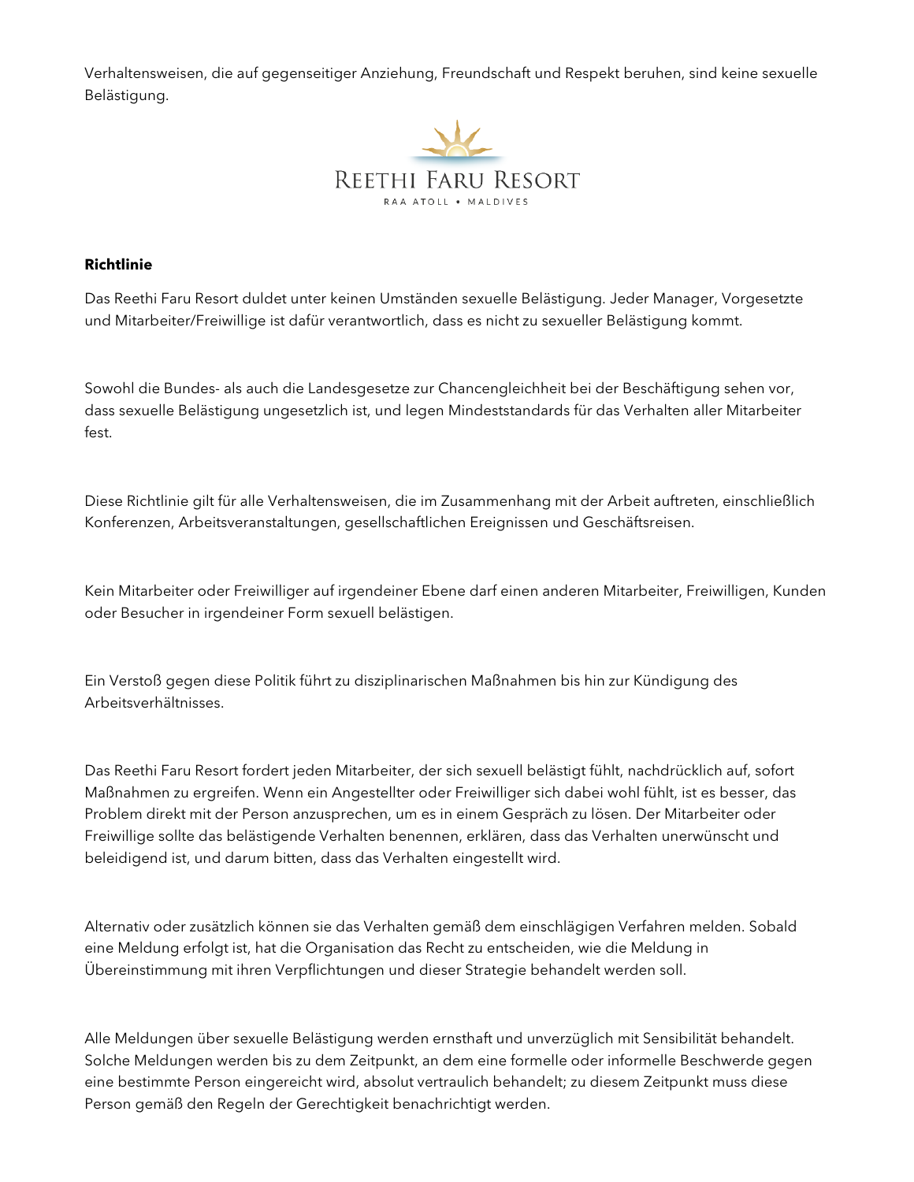Verhaltensweisen, die auf gegenseitiger Anziehung, Freundschaft und Respekt beruhen, sind keine sexuelle Belästigung.

**Richtlinie**

Das Reethi Faru Resort duldet unter keinen Umständen sexuelle Belästigung. Jeder Manager, Vorgesetzte und Mitarbeiter/Freiwillige ist dafür verantwortlich, dass es nicht zu sexueller Belästigung kommt.

Sowohl die Bundes- als auch die Landesgesetze zur Chancengleichheit bei der Beschäftigung sehen vor, dass sexuelle Belästigung ungesetzlich ist, und legen Mindeststandards für das Verhalten aller Mitarbeiter fest.

Diese Richtlinie gilt für alle Verhaltensweisen, die im Zusammenhang mit der Arbeit auftreten, einschließlich Konferenzen, Arbeitsveranstaltungen, gesellschaftlichen Ereignissen und Geschäftsreisen.

Kein Mitarbeiter oder Freiwilliger auf irgendeiner Ebene darf einen anderen Mitarbeiter, Freiwilligen, Kunden oder Besucher in irgendeiner Form sexuell belästigen.

Ein Verstoß gegen diese Politik führt zu disziplinarischen Maßnahmen bis hin zur Kündigung des Arbeitsverhältnisses.

Das Reethi Faru Resort fordert jeden Mitarbeiter, der sich sexuell belästigt fühlt, nachdrücklich auf, sofort Maßnahmen zu ergreifen. Wenn ein Angestellter oder Freiwilliger sich dabei wohl fühlt, ist es besser, das Problem direkt mit der Person anzusprechen, um es in einem Gespräch zu lösen. Der Mitarbeiter oder Freiwillige sollte das belästigende Verhalten benennen, erklären, dass das Verhalten unerwünscht und beleidigend ist, und darum bitten, dass das Verhalten eingestellt wird.

Alternativ oder zusätzlich können sie das Verhalten gemäß dem einschlägigen Verfahren melden. Sobald eine Meldung erfolgt ist, hat die Organisation das Recht zu entscheiden, wie die Meldung in Übereinstimmung mit ihren Verpflichtungen und dieser Strategie behandelt werden soll.

Alle Meldungen über sexuelle Belästigung werden ernsthaft und unverzüglich mit Sensibilität behandelt. Solche Meldungen werden bis zu dem Zeitpunkt, an dem eine formelle oder informelle Beschwerde gegen eine bestimmte Person eingereicht wird, absolut vertraulich behandelt; zu diesem Zeitpunkt muss diese Person gemäß den Regeln der Gerechtigkeit benachrichtigt werden.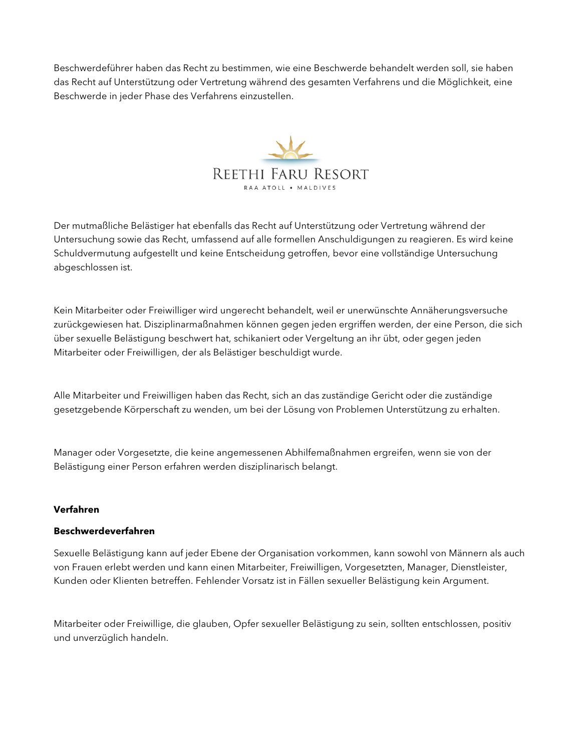Beschwerdeführer haben das Recht zu bestimmen, wie eine Beschwerde behandelt werden soll, sie haben das Recht auf Unterstützung oder Vertretung während des gesamten Verfahrens und die Möglichkeit, eine Beschwerde in jeder Phase des Verfahrens einzustellen.

Der mutmaßliche Belästiger hat ebenfalls das Recht auf Unterstützung oder Vertretung während der Untersuchung sowie das Recht, umfassend auf alle formellen Anschuldigungen zu reagieren. Es wird keine Schuldvermutung aufgestellt und keine Entscheidung getroffen, bevor eine vollständige Untersuchung abgeschlossen ist.

Kein Mitarbeiter oder Freiwilliger wird ungerecht behandelt, weil er unerwünschte Annäherungsversuche zurückgewiesen hat. Disziplinarmaßnahmen können gegen jeden ergriffen werden, der eine Person, die sich über sexuelle Belästigung beschwert hat, schikaniert oder Vergeltung an ihr übt, oder gegen jeden Mitarbeiter oder Freiwilligen, der als Belästiger beschuldigt wurde.

Alle Mitarbeiter und Freiwilligen haben das Recht, sich an das zuständige Gericht oder die zuständige gesetzgebende Körperschaft zu wenden, um bei der Lösung von Problemen Unterstützung zu erhalten.

Manager oder Vorgesetzte, die keine angemessenen Abhilfemaßnahmen ergreifen, wenn sie von der Belästigung einer Person erfahren werden disziplinarisch belangt.

**Verfahren**

**Beschwerdeverfahren**

Sexuelle Belästigung kann auf jeder Ebene der Organisation vorkommen, kann sowohl von Männern als auch von Frauen erlebt werden und kann einen Mitarbeiter, Freiwilligen, Vorgesetzten, Manager, Dienstleister, Kunden oder Klienten betreffen. Fehlender Vorsatz ist in Fällen sexueller Belästigung kein Argument.

Mitarbeiter oder Freiwillige, die glauben, Opfer sexueller Belästigung zu sein, sollten entschlossen, positiv und unverzüglich handeln.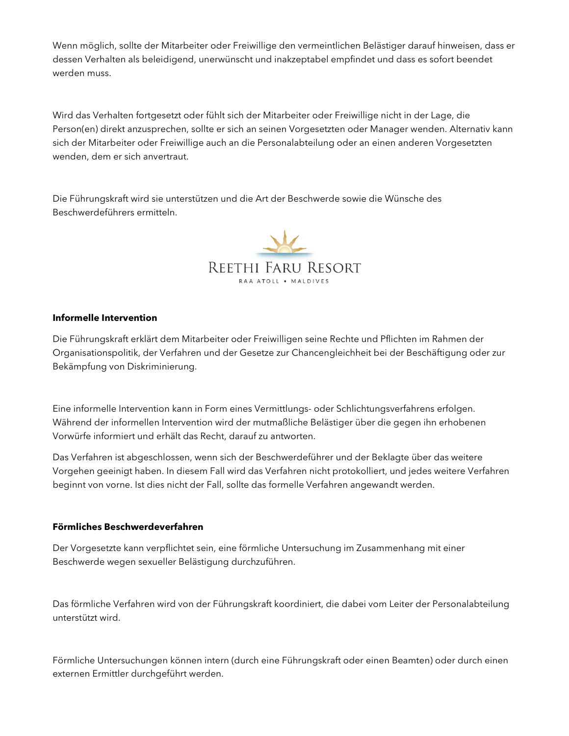Wenn möglich, sollte der Mitarbeiter oder Freiwillige den vermeintlichen Belästiger darauf hinweisen, dass er dessen Verhalten als beleidigend, unerwünscht und inakzeptabel empfindet und dass es sofort beendet werden muss.

Wird das Verhalten fortgesetzt oder fühlt sich der Mitarbeiter oder Freiwillige nicht in der Lage, die Person(en) direkt anzusprechen, sollte er sich an seinen Vorgesetzten oder Manager wenden. Alternativ kann sich der Mitarbeiter oder Freiwillige auch an die Personalabteilung oder an einen anderen Vorgesetzten wenden, dem er sich anvertraut.

Die Führungskraft wird sie unterstützen und die Art der Beschwerde sowie die Wünsche des Beschwerdeführers ermitteln.

**Informelle Intervention**

Die Führungskraft erklärt dem Mitarbeiter oder Freiwilligen seine Rechte und Pflichten im Rahmen der Organisationspolitik, der Verfahren und der Gesetze zur Chancengleichheit bei der Beschäftigung oder zur Bekämpfung von Diskriminierung.

Eine informelle Intervention kann in Form eines Vermittlungs- oder Schlichtungsverfahrens erfolgen. Während der informellen Intervention wird der mutmaßliche Belästiger über die gegen ihn erhobenen Vorwürfe informiert und erhält das Recht, darauf zu antworten.

Das Verfahren ist abgeschlossen, wenn sich der Beschwerdeführer und der Beklagte über das weitere Vorgehen geeinigt haben. In diesem Fall wird das Verfahren nicht protokolliert, und jedes weitere Verfahren beginnt von vorne. Ist dies nicht der Fall, sollte das formelle Verfahren angewandt werden.

**Förmliches Beschwerdeverfahren**

Der Vorgesetzte kann verpflichtet sein, eine förmliche Untersuchung im Zusammenhang mit einer Beschwerde wegen sexueller Belästigung durchzuführen.

Das förmliche Verfahren wird von der Führungskraft koordiniert, die dabei vom Leiter der Personalabteilung unterstützt wird.

Förmliche Untersuchungen können intern (durch eine Führungskraft oder einen Beamten) oder durch einen externen Ermittler durchgeführt werden.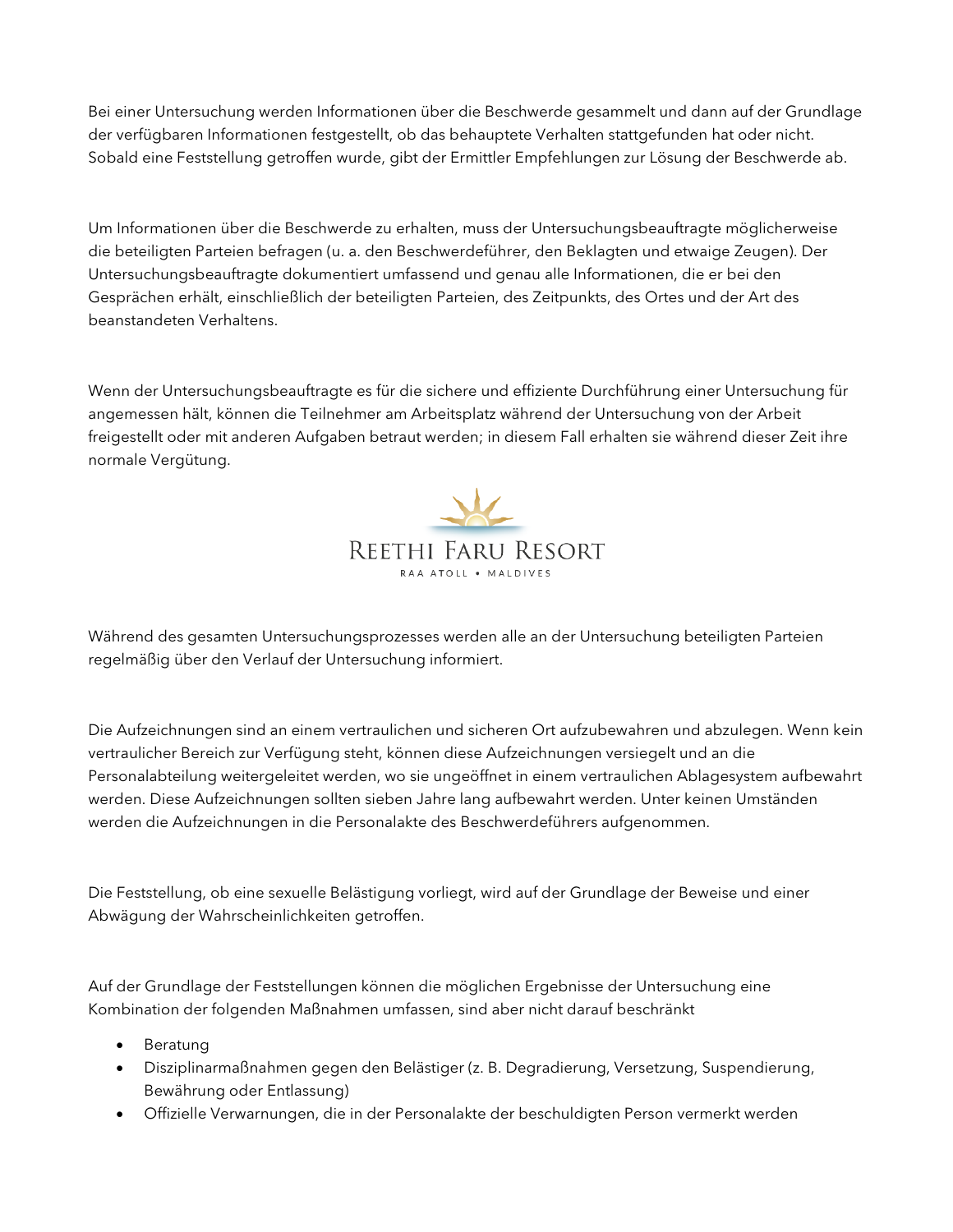Bei einer Untersuchung werden Informationen über die Beschwerde gesammelt und dann auf der Grundlage der verfügbaren Informationen festgestellt, ob das behauptete Verhalten stattgefunden hat oder nicht. Sobald eine Feststellung getroffen wurde, gibt der Ermittler Empfehlungen zur Lösung der Beschwerde ab.

Um Informationen über die Beschwerde zu erhalten, muss der Untersuchungsbeauftragte möglicherweise die beteiligten Parteien befragen (u. a. den Beschwerdeführer, den Beklagten und etwaige Zeugen). Der Untersuchungsbeauftragte dokumentiert umfassend und genau alle Informationen, die er bei den Gesprächen erhält, einschließlich der beteiligten Parteien, des Zeitpunkts, des Ortes und der Art des beanstandeten Verhaltens.

Wenn der Untersuchungsbeauftragte es für die sichere und effiziente Durchführung einer Untersuchung für angemessen hält, können die Teilnehmer am Arbeitsplatz während der Untersuchung von der Arbeit freigestellt oder mit anderen Aufgaben betraut werden; in diesem Fall erhalten sie während dieser Zeit ihre normale Vergütung.

Während des gesamten Untersuchungsprozesses werden alle an der Untersuchung beteiligten Parteien regelmäßig über den Verlauf der Untersuchung informiert.

Die Aufzeichnungen sind an einem vertraulichen und sicheren Ort aufzubewahren und abzulegen. Wenn kein vertraulicher Bereich zur Verfügung steht, können diese Aufzeichnungen versiegelt und an die Personalabteilung weitergeleitet werden, wo sie ungeöffnet in einem vertraulichen Ablagesystem aufbewahrt werden. Diese Aufzeichnungen sollten sieben Jahre lang aufbewahrt werden. Unter keinen Umständen werden die Aufzeichnungen in die Personalakte des Beschwerdeführers aufgenommen.

Die Feststellung, ob eine sexuelle Belästigung vorliegt, wird auf der Grundlage der Beweise und einer Abwägung der Wahrscheinlichkeiten getroffen.

Auf der Grundlage der Feststellungen können die möglichen Ergebnisse der Untersuchung eine Kombination der folgenden Maßnahmen umfassen, sind aber nicht darauf beschränkt

- Beratung
- Disziplinarmaßnahmen gegen den Belästiger (z. B. Degradierung, Versetzung, Suspendierung, Bewährung oder Entlassung)
- Offizielle Verwarnungen, die in der Personalakte der beschuldigten Person vermerkt werden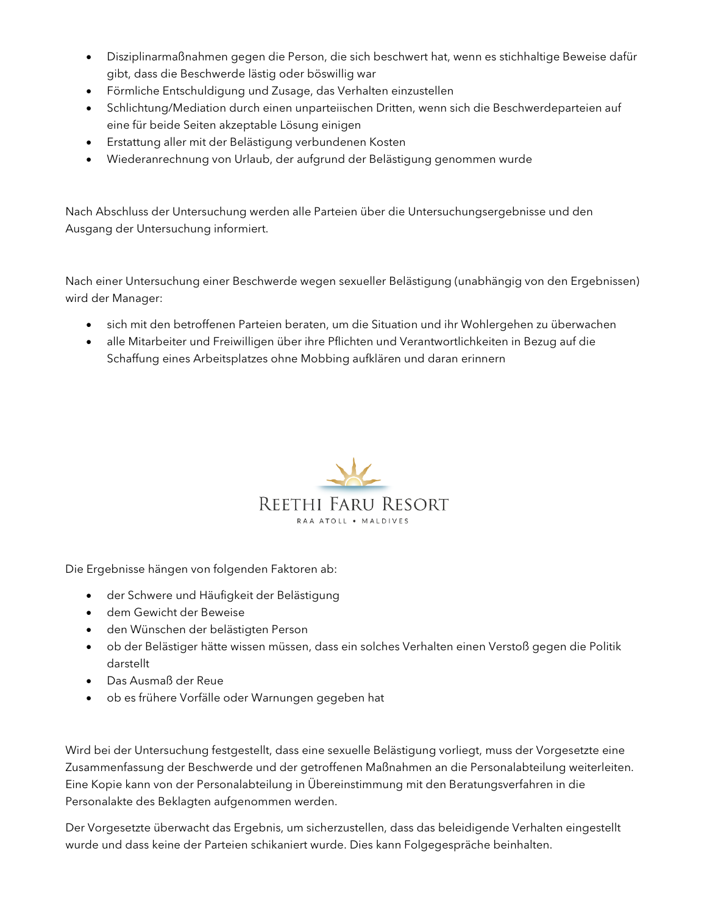- Disziplinarmaßnahmen gegen die Person, die sich beschwert hat, wenn es stichhaltige Beweise dafür gibt, dass die Beschwerde lästig oder böswillig war
- Förmliche Entschuldigung und Zusage, das Verhalten einzustellen
- Schlichtung/Mediation durch einen unparteiischen Dritten, wenn sich die Beschwerdeparteien auf eine für beide Seiten akzeptable Lösung einigen
- Erstattung aller mit der Belästigung verbundenen Kosten
- Wiederanrechnung von Urlaub, der aufgrund der Belästigung genommen wurde

Nach Abschluss der Untersuchung werden alle Parteien über die Untersuchungsergebnisse und den Ausgang der Untersuchung informiert.

Nach einer Untersuchung einer Beschwerde wegen sexueller Belästigung (unabhängig von den Ergebnissen) wird der Manager:

- sich mit den betroffenen Parteien beraten, um die Situation und ihr Wohlergehen zu überwachen
- alle Mitarbeiter und Freiwilligen über ihre Pflichten und Verantwortlichkeiten in Bezug auf die Schaffung eines Arbeitsplatzes ohne Mobbing aufklären und daran erinnern

Die Ergebnisse hängen von folgenden Faktoren ab:

- der Schwere und Häufigkeit der Belästigung
- dem Gewicht der Beweise
- den Wünschen der belästigten Person
- ob der Belästiger hätte wissen müssen, dass ein solches Verhalten einen Verstoß gegen die Politik darstellt
- Das Ausmaß der Reue
- ob es frühere Vorfälle oder Warnungen gegeben hat

Wird bei der Untersuchung festgestellt, dass eine sexuelle Belästigung vorliegt, muss der Vorgesetzte eine Zusammenfassung der Beschwerde und der getroffenen Maßnahmen an die Personalabteilung weiterleiten. Eine Kopie kann von der Personalabteilung in Übereinstimmung mit den Beratungsverfahren in die Personalakte des Beklagten aufgenommen werden.

Der Vorgesetzte überwacht das Ergebnis, um sicherzustellen, dass das beleidigende Verhalten eingestellt wurde und dass keine der Parteien schikaniert wurde. Dies kann Folgegespräche beinhalten.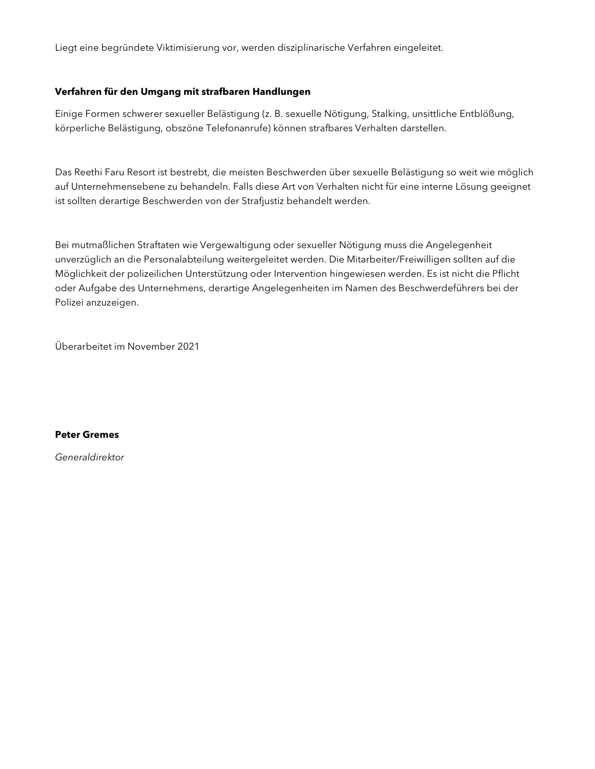Liegt eine begründete Viktimisierung vor, werden disziplinarische Verfahren eingeleitet.

**Verfahren für den Umgang mit strafbaren Handlungen**

Einige Formen schwerer sexueller Belästigung (z. B. sexuelle Nötigung, Stalking, unsittliche Entblößung, körperliche Belästigung, obszöne Telefonanrufe) können strafbares Verhalten darstellen.

Das Reethi Faru Resort ist bestrebt, die meisten Beschwerden über sexuelle Belästigung so weit wie möglich auf Unternehmensebene zu behandeln. Falls diese Art von Verhalten nicht für eine interne Lösung geeignet ist sollten derartige Beschwerden von der Strafjustiz behandelt werden.

Bei mutmaßlichen Straftaten wie Vergewaltigung oder sexueller Nötigung muss die Angelegenheit unverzüglich an die Personalabteilung weitergeleitet werden. Die Mitarbeiter/Freiwilligen sollten auf die Möglichkeit der polizeilichen Unterstützung oder Intervention hingewiesen werden. Es ist nicht die Pflicht oder Aufgabe des Unternehmens, derartige Angelegenheiten im Namen des Beschwerdeführers bei der Polizei anzuzeigen.

Überarbeitet im November 2021

**Peter Gremes**

*Generaldirektor*